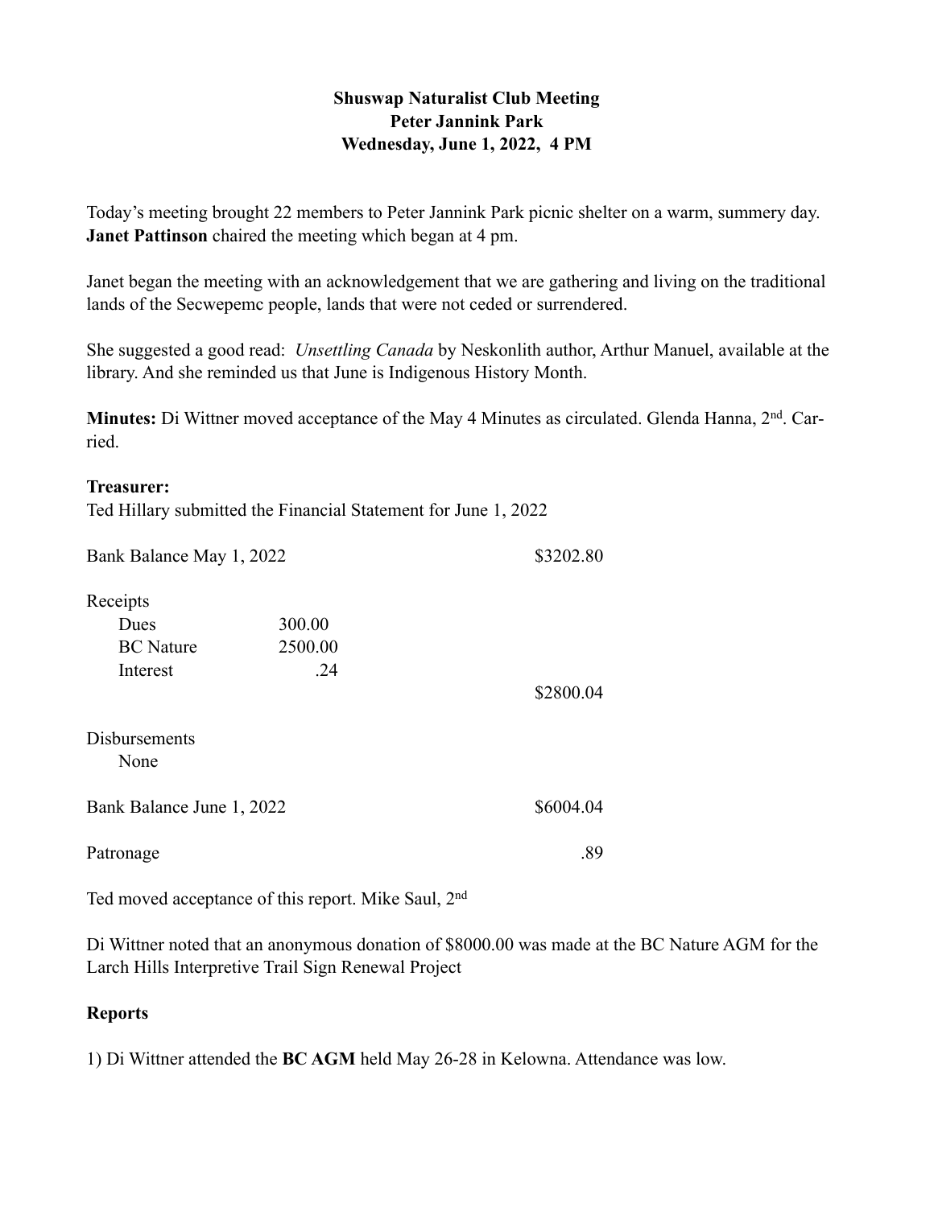**Shuswap Naturalist Club Meeting**
**Peter Jannink Park**
**Wednesday, June 1, 2022, 4 PM**

Today's meeting brought 22 members to Peter Jannink Park picnic shelter on a warm, summery day. **Janet Pattinson** chaired the meeting which began at 4 pm.

Janet began the meeting with an acknowledgement that we are gathering and living on the traditional lands of the Secwepemc people, lands that were not ceded or surrendered.

She suggested a good read: *Unsettling Canada* by Neskonlith author, Arthur Manuel, available at the library. And she reminded us that June is Indigenous History Month.

**Minutes:** Di Wittner moved acceptance of the May 4 Minutes as circulated. Glenda Hanna, 2nd. Carried.

**Treasurer:**
Ted Hillary submitted the Financial Statement for June 1, 2022

| | | |
|---|---|---|
| Bank Balance May 1, 2022 | | $3202.80 |
| Receipts | | |
| Dues | 300.00 | |
| BC Nature | 2500.00 | |
| Interest | .24 | |
| | | $2800.04 |
| Disbursements | | |
| None | | |
| Bank Balance June 1, 2022 | | $6004.04 |
| Patronage | | .89 |

Ted moved acceptance of this report. Mike Saul, 2nd

Di Wittner noted that an anonymous donation of $8000.00 was made at the BC Nature AGM for the Larch Hills Interpretive Trail Sign Renewal Project

**Reports**

1) Di Wittner attended the **BC AGM** held May 26-28 in Kelowna. Attendance was low.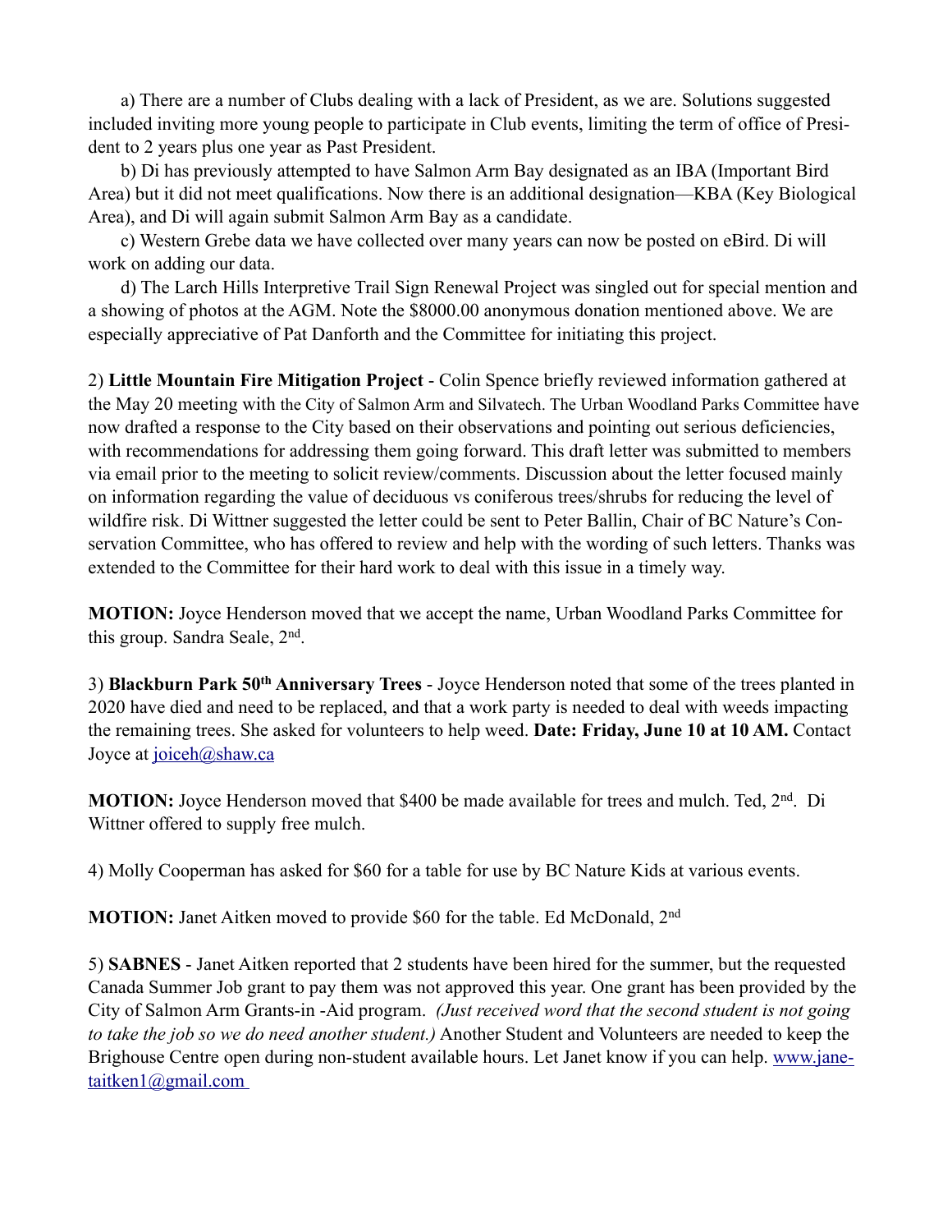a) There are a number of Clubs dealing with a lack of President, as we are. Solutions suggested included inviting more young people to participate in Club events, limiting the term of office of President to 2 years plus one year as Past President.

b) Di has previously attempted to have Salmon Arm Bay designated as an IBA (Important Bird Area) but it did not meet qualifications. Now there is an additional designation—KBA (Key Biological Area), and Di will again submit Salmon Arm Bay as a candidate.

c) Western Grebe data we have collected over many years can now be posted on eBird. Di will work on adding our data.

d) The Larch Hills Interpretive Trail Sign Renewal Project was singled out for special mention and a showing of photos at the AGM. Note the $8000.00 anonymous donation mentioned above. We are especially appreciative of Pat Danforth and the Committee for initiating this project.

2) **Little Mountain Fire Mitigation Project** - Colin Spence briefly reviewed information gathered at the May 20 meeting with the City of Salmon Arm and Silvatech. The Urban Woodland Parks Committee have now drafted a response to the City based on their observations and pointing out serious deficiencies, with recommendations for addressing them going forward. This draft letter was submitted to members via email prior to the meeting to solicit review/comments. Discussion about the letter focused mainly on information regarding the value of deciduous vs coniferous trees/shrubs for reducing the level of wildfire risk. Di Wittner suggested the letter could be sent to Peter Ballin, Chair of BC Nature's Conservation Committee, who has offered to review and help with the wording of such letters. Thanks was extended to the Committee for their hard work to deal with this issue in a timely way.

**MOTION:** Joyce Henderson moved that we accept the name, Urban Woodland Parks Committee for this group. Sandra Seale, 2nd.

3) **Blackburn Park 50th Anniversary Trees** - Joyce Henderson noted that some of the trees planted in 2020 have died and need to be replaced, and that a work party is needed to deal with weeds impacting the remaining trees. She asked for volunteers to help weed. **Date: Friday, June 10 at 10 AM.** Contact Joyce at joiceh@shaw.ca

**MOTION:** Joyce Henderson moved that $400 be made available for trees and mulch. Ted, 2nd. Di Wittner offered to supply free mulch.

4) Molly Cooperman has asked for $60 for a table for use by BC Nature Kids at various events.

**MOTION:** Janet Aitken moved to provide $60 for the table. Ed McDonald, 2nd

5) **SABNES** - Janet Aitken reported that 2 students have been hired for the summer, but the requested Canada Summer Job grant to pay them was not approved this year. One grant has been provided by the City of Salmon Arm Grants-in -Aid program. *(Just received word that the second student is not going to take the job so we do need another student.)* Another Student and Volunteers are needed to keep the Brighouse Centre open during non-student available hours. Let Janet know if you can help. www.janetaitken1@gmail.com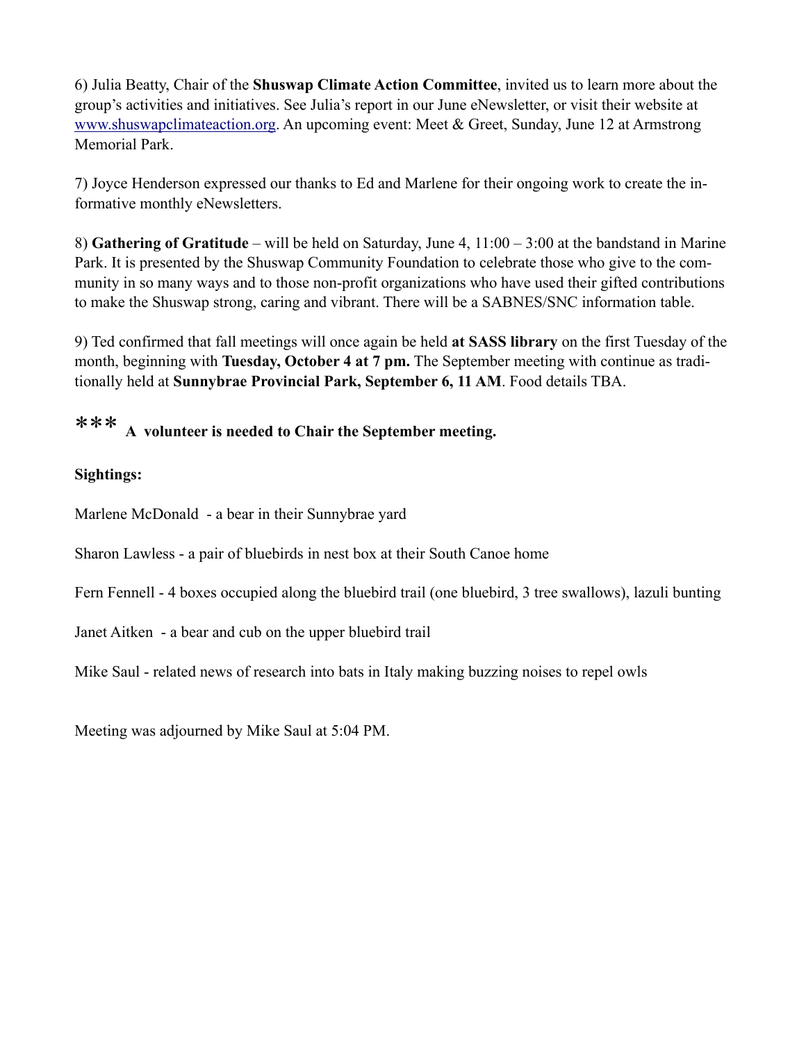6) Julia Beatty, Chair of the **Shuswap Climate Action Committee**, invited us to learn more about the group's activities and initiatives. See Julia's report in our June eNewsletter, or visit their website at www.shuswapclimateaction.org. An upcoming event: Meet & Greet, Sunday, June 12 at Armstrong Memorial Park.

7) Joyce Henderson expressed our thanks to Ed and Marlene for their ongoing work to create the informative monthly eNewsletters.

8) **Gathering of Gratitude** – will be held on Saturday, June 4, 11:00 – 3:00 at the bandstand in Marine Park. It is presented by the Shuswap Community Foundation to celebrate those who give to the community in so many ways and to those non-profit organizations who have used their gifted contributions to make the Shuswap strong, caring and vibrant. There will be a SABNES/SNC information table.

9) Ted confirmed that fall meetings will once again be held **at SASS library** on the first Tuesday of the month, beginning with **Tuesday, October 4 at 7 pm.** The September meeting with continue as traditionally held at **Sunnybrae Provincial Park, September 6, 11 AM**. Food details TBA.

\*\*\* **A volunteer is needed to Chair the September meeting.**

**Sightings:**

Marlene McDonald - a bear in their Sunnybrae yard

Sharon Lawless - a pair of bluebirds in nest box at their South Canoe home

Fern Fennell - 4 boxes occupied along the bluebird trail (one bluebird, 3 tree swallows), lazuli bunting

Janet Aitken - a bear and cub on the upper bluebird trail

Mike Saul - related news of research into bats in Italy making buzzing noises to repel owls

Meeting was adjourned by Mike Saul at 5:04 PM.